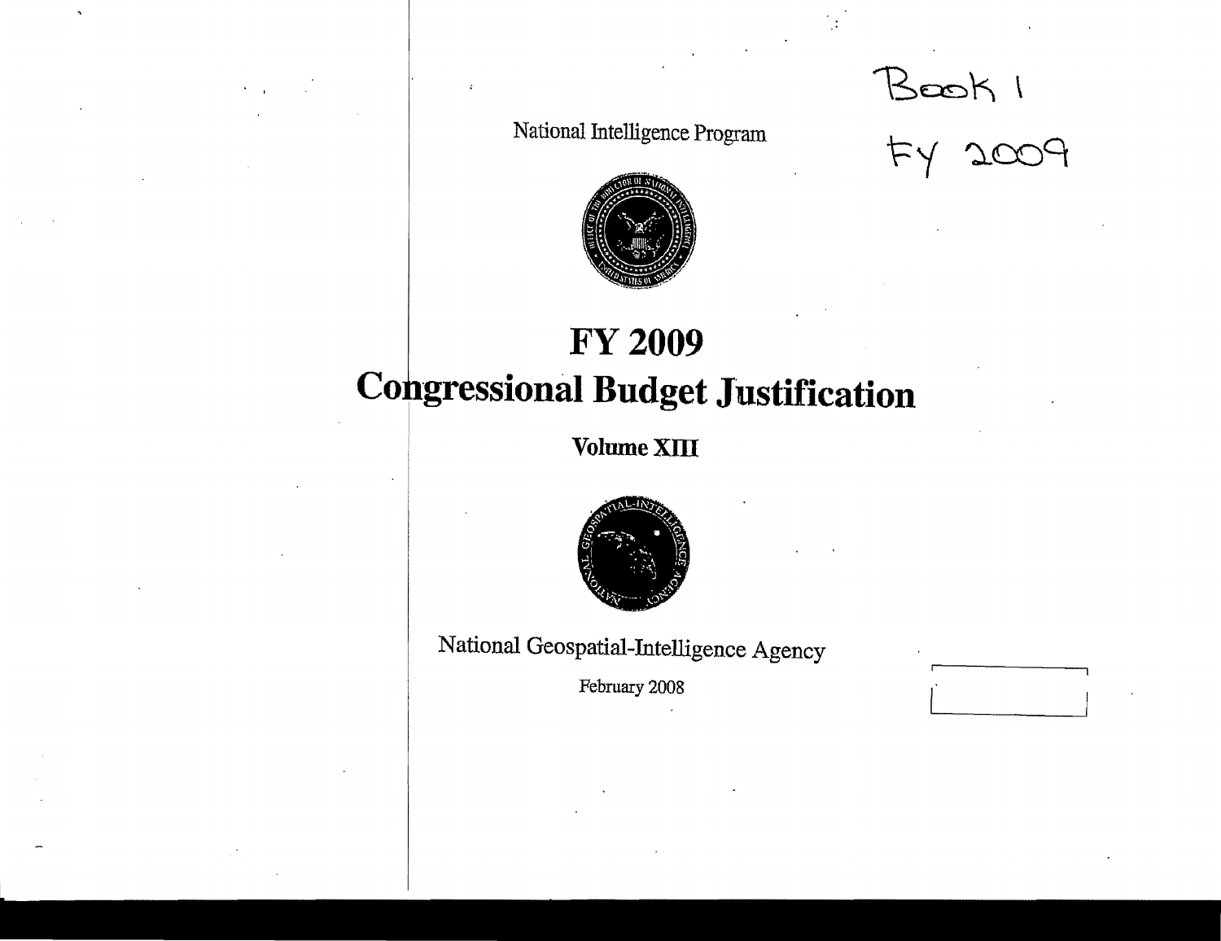Book 1

FY 2009

National Intelligence Program

# FY 2009
# Congressional Budget Justification

## Volume XIII

National Geospatial-Intelligence Agency

February 2008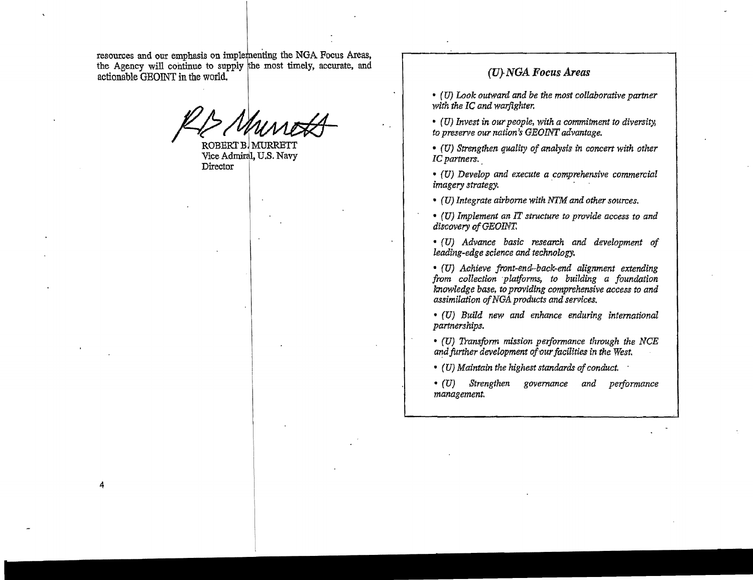resources and our emphasis on implementing the NGA Focus Areas, the Agency will continue to supply the most timely, accurate, and actionable GEOINT in the world.

ROBERT B. MURRETT
Vice Admiral, U.S. Navy
Director

### *(U) NGA Focus Areas*

- *(U) Look outward and be the most collaborative partner with the IC and warfighter.*
- *(U) Invest in our people, with a commitment to diversity, to preserve our nation's GEOINT advantage.*
- *(U) Strengthen quality of analysis in concert with other IC partners.*
- *(U) Develop and execute a comprehensive commercial imagery strategy.*
- *(U) Integrate airborne with NTM and other sources.*
- *(U) Implement an IT structure to provide access to and discovery of GEOINT.*
- *(U) Advance basic research and development of leading-edge science and technology.*
- *(U) Achieve front-end–back-end alignment extending from collection platforms, to building a foundation knowledge base, to providing comprehensive access to and assimilation of NGA products and services.*
- *(U) Build new and enhance enduring international partnerships.*
- *(U) Transform mission performance through the NCE and further development of our facilities in the West.*
- *(U) Maintain the highest standards of conduct.*
- *(U) Strengthen governance and performance management.*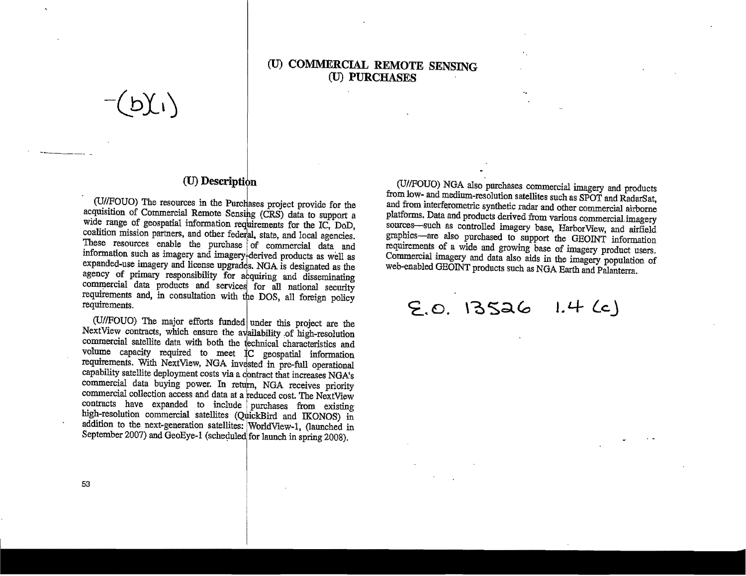# (U) COMMERCIAL REMOTE SENSING
# (U) PURCHASES

-(b)(1)

## (U) Description

(U//FOUO) The resources in the Purchases project provide for the acquisition of Commercial Remote Sensing (CRS) data to support a wide range of geospatial information requirements for the IC, DoD, coalition mission partners, and other federal, state, and local agencies. These resources enable the purchase of commercial data and information such as imagery and imagery-derived products as well as expanded-use imagery and license upgrades. NGA is designated as the agency of primary responsibility for acquiring and disseminating commercial data products and services for all national security requirements and, in consultation with the DOS, all foreign policy requirements.

(U//FOUO) The major efforts funded under this project are the NextView contracts, which ensure the availability of high-resolution commercial satellite data with both the technical characteristics and volume capacity required to meet IC geospatial information requirements. With NextView, NGA invested in pre-full operational capability satellite deployment costs via a contract that increases NGA's commercial data buying power. In return, NGA receives priority commercial collection access and data at a reduced cost. The NextView contracts have expanded to include purchases from existing high-resolution commercial satellites (QuickBird and IKONOS) in addition to the next-generation satellites: WorldView-1, (launched in September 2007) and GeoEye-1 (scheduled for launch in spring 2008).

(U//FOUO) NGA also purchases commercial imagery and products from low- and medium-resolution satellites such as SPOT and RadarSat, and from interferometric synthetic radar and other commercial airborne platforms. Data and products derived from various commercial imagery sources—such as controlled imagery base, HarborView, and airfield graphics—are also purchased to support the GEOINT information requirements of a wide and growing base of imagery product users. Commercial imagery and data also aids in the imagery population of web-enabled GEOINT products such as NGA Earth and Palanterra.

E.O. 13526 1.4 (c)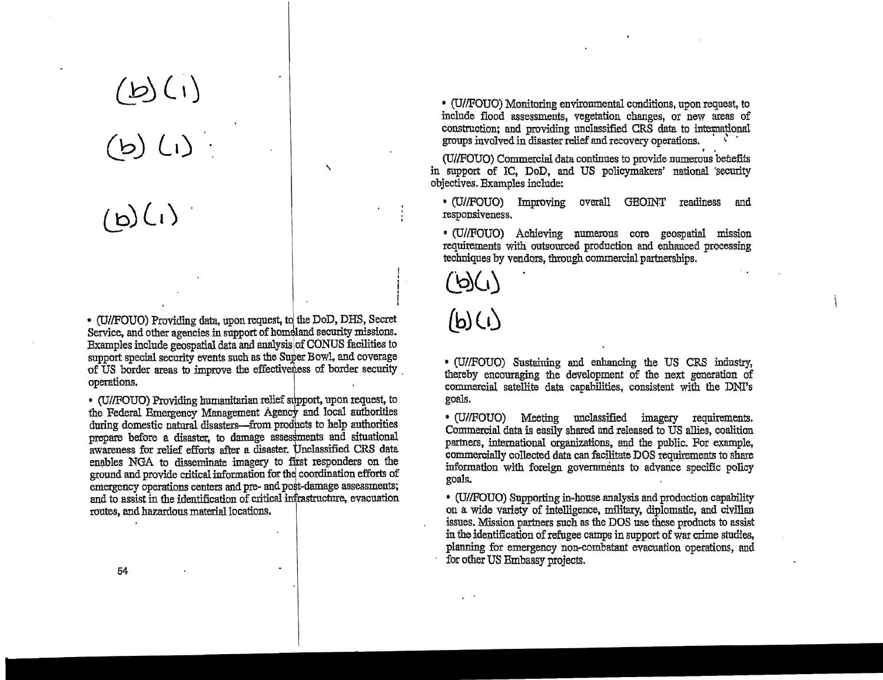(b)(1)

(b)(1)

(b)(1)

- (U//FOUO) Providing data, upon request, to the DoD, DHS, Secret Service, and other agencies in support of homeland security missions. Examples include geospatial data and analysis of CONUS facilities to support special security events such as the Super Bowl, and coverage of US border areas to improve the effectiveness of border security operations.

- (U//FOUO) Providing humanitarian relief support, upon request, to the Federal Emergency Management Agency and local authorities during domestic natural disasters—from products to help authorities prepare before a disaster, to damage assessments and situational awareness for relief efforts after a disaster. Unclassified CRS data enables NGA to disseminate imagery to first responders on the ground and provide critical information for the coordination efforts of emergency operations centers and pre- and post-damage assessments; and to assist in the identification of critical infrastructure, evacuation routes, and hazardous material locations.

- (U//FOUO) Monitoring environmental conditions, upon request, to include flood assessments, vegetation changes, or new areas of construction; and providing unclassified CRS data to international groups involved in disaster relief and recovery operations.

(U//FOUO) Commercial data continues to provide numerous benefits in support of IC, DoD, and US policymakers' national security objectives. Examples include:

- (U//FOUO) Improving overall GEOINT readiness and responsiveness.

- (U//FOUO) Achieving numerous core geospatial mission requirements with outsourced production and enhanced processing techniques by vendors, through commercial partnerships.

(b)(1)

(b)(1)

- (U//FOUO) Sustaining and enhancing the US CRS industry, thereby encouraging the development of the next generation of commercial satellite data capabilities, consistent with the DNI's goals.

- (U//FOUO) Meeting unclassified imagery requirements. Commercial data is easily shared and released to US allies, coalition partners, international organizations, and the public. For example, commercially collected data can facilitate DOS requirements to share information with foreign governments to advance specific policy goals.

- (U//FOUO) Supporting in-house analysis and production capability on a wide variety of intelligence, military, diplomatic, and civilian issues. Mission partners such as the DOS use these products to assist in the identification of refugee camps in support of war crime studies, planning for emergency non-combatant evacuation operations, and for other US Embassy projects.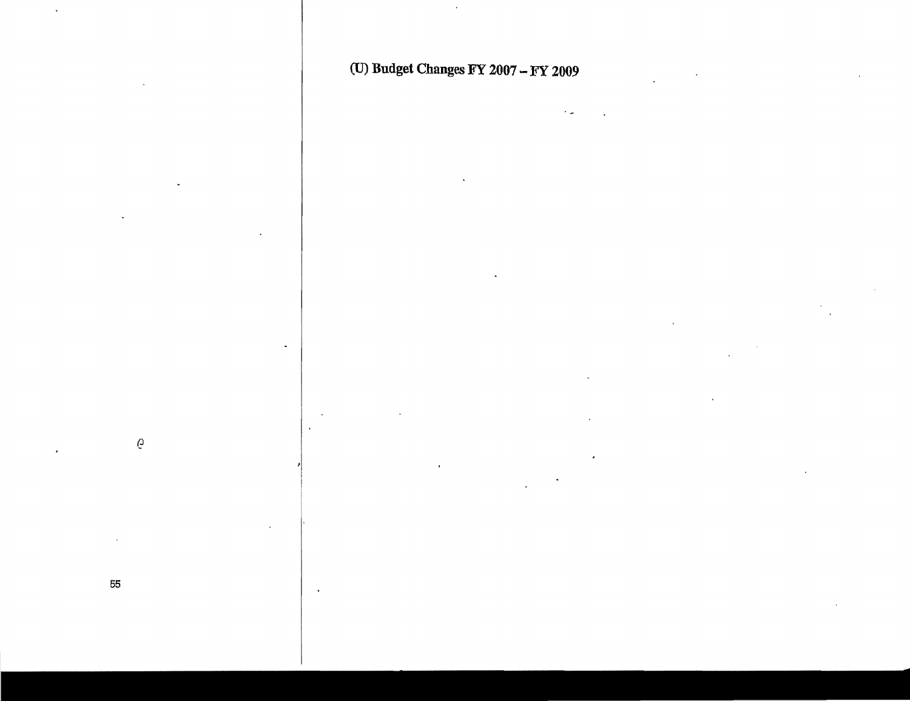## (U) Budget Changes FY 2007 – FY 2009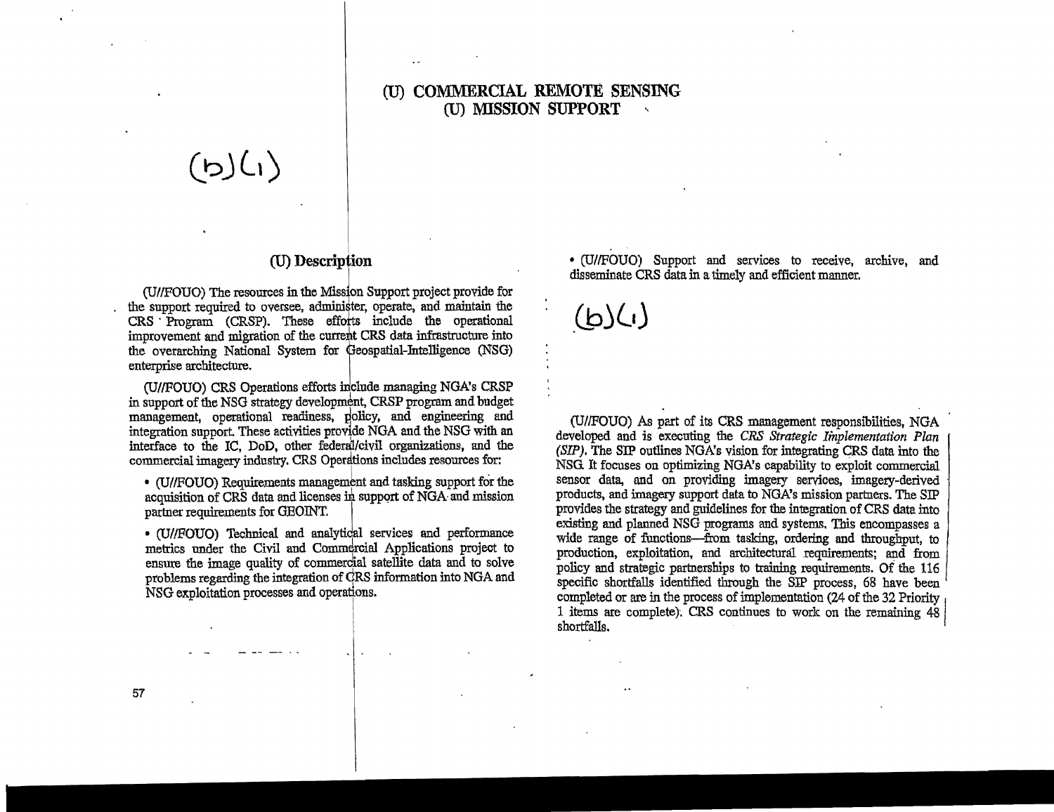# (U) COMMERCIAL REMOTE SENSING
# (U) MISSION SUPPORT

(b)(1)

## (U) Description

(U//FOUO) The resources in the Mission Support project provide for the support required to oversee, administer, operate, and maintain the CRS Program (CRSP). These efforts include the operational improvement and migration of the current CRS data infrastructure into the overarching National System for Geospatial-Intelligence (NSG) enterprise architecture.

(U//FOUO) CRS Operations efforts include managing NGA's CRSP in support of the NSG strategy development, CRSP program and budget management, operational readiness, policy, and engineering and integration support. These activities provide NGA and the NSG with an interface to the IC, DoD, other federal/civil organizations, and the commercial imagery industry. CRS Operations includes resources for:

- (U//FOUO) Requirements management and tasking support for the acquisition of CRS data and licenses in support of NGA and mission partner requirements for GEOINT.
- (U//FOUO) Technical and analytical services and performance metrics under the Civil and Commercial Applications project to ensure the image quality of commercial satellite data and to solve problems regarding the integration of CRS information into NGA and NSG exploitation processes and operations.
- (U//FOUO) Support and services to receive, archive, and disseminate CRS data in a timely and efficient manner.

(b)(1)

(U//FOUO) As part of its CRS management responsibilities, NGA developed and is executing the *CRS Strategic Implementation Plan (SIP)*. The SIP outlines NGA's vision for integrating CRS data into the NSG. It focuses on optimizing NGA's capability to exploit commercial sensor data, and on providing imagery services, imagery-derived products, and imagery support data to NGA's mission partners. The SIP provides the strategy and guidelines for the integration of CRS data into existing and planned NSG programs and systems. This encompasses a wide range of functions—from tasking, ordering and throughput, to production, exploitation, and architectural requirements; and from policy and strategic partnerships to training requirements. Of the 116 specific shortfalls identified through the SIP process, 68 have been completed or are in the process of implementation (24 of the 32 Priority 1 items are complete). CRS continues to work on the remaining 48 shortfalls.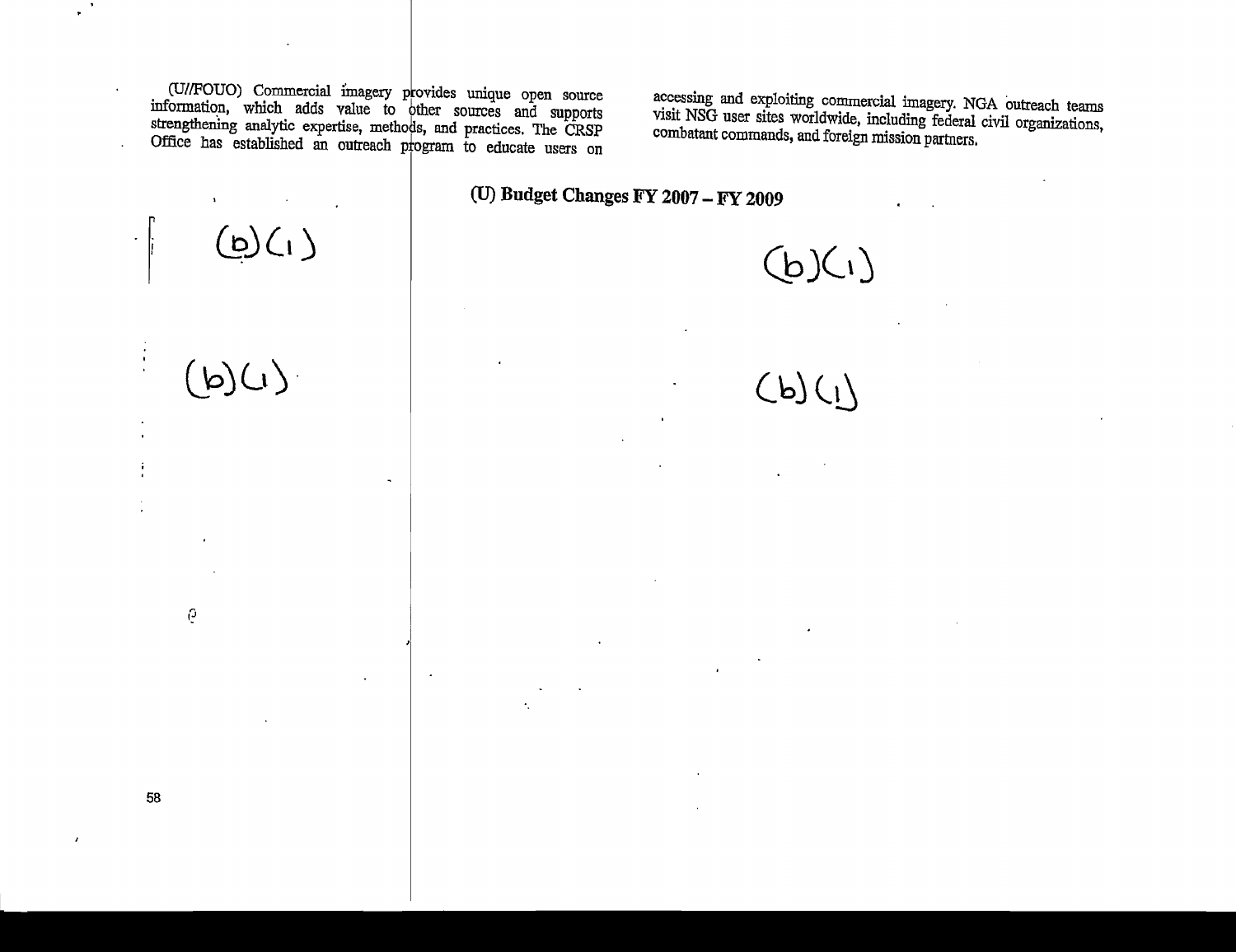(U//FOUO) Commercial imagery provides unique open source information, which adds value to other sources and supports strengthening analytic expertise, methods, and practices. The CRSP Office has established an outreach program to educate users on accessing and exploiting commercial imagery. NGA outreach teams visit NSG user sites worldwide, including federal civil organizations, combatant commands, and foreign mission partners.

(b)(1)

(b)(1)

## (U) Budget Changes FY 2007 – FY 2009

(b)(1)

(b)(1)